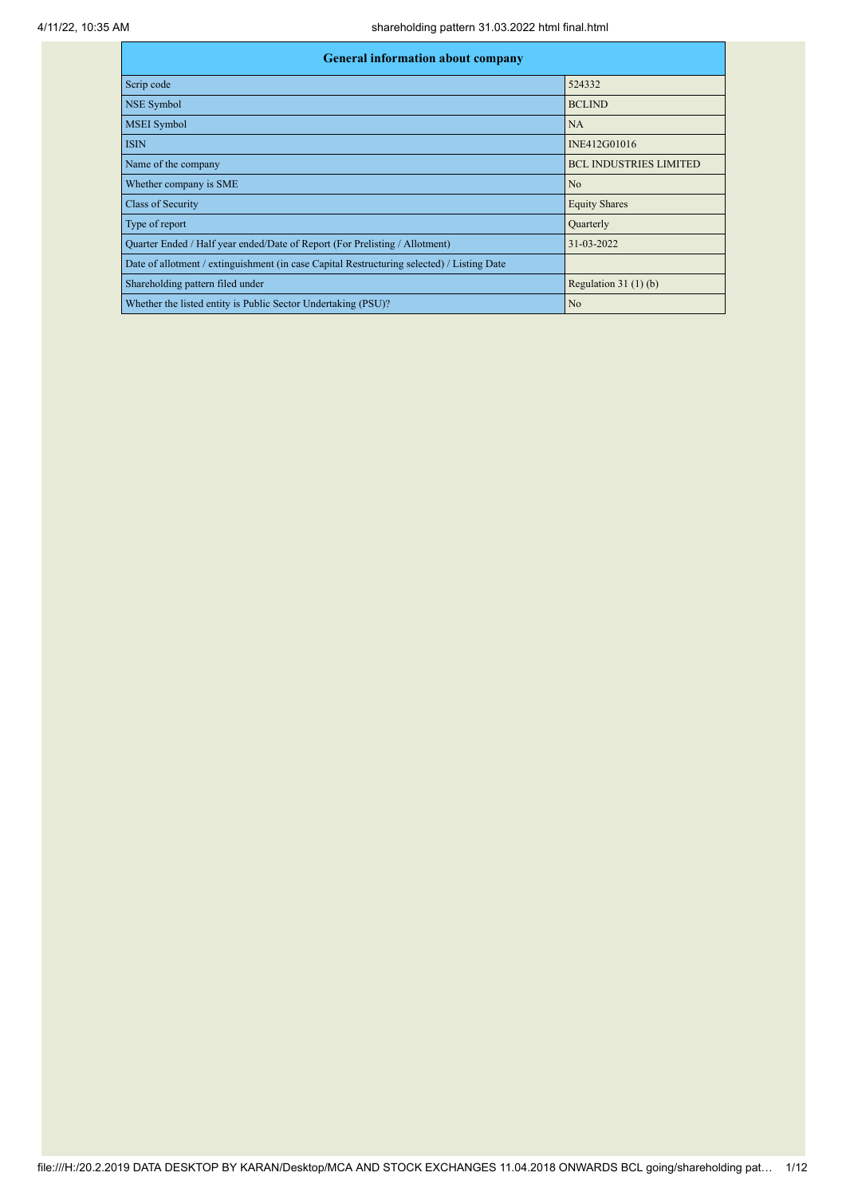| General information about company | |
|---|---|
| Scrip code | 524332 |
| NSE Symbol | BCLIND |
| MSEI Symbol | NA |
| ISIN | INE412G01016 |
| Name of the company | BCL INDUSTRIES LIMITED |
| Whether company is SME | No |
| Class of Security | Equity Shares |
| Type of report | Quarterly |
| Quarter Ended / Half year ended/Date of Report (For Prelisting / Allotment) | 31-03-2022 |
| Date of allotment / extinguishment (in case Capital Restructuring selected) / Listing Date | |
| Shareholding pattern filed under | Regulation 31 (1) (b) |
| Whether the listed entity is Public Sector Undertaking (PSU)? | No |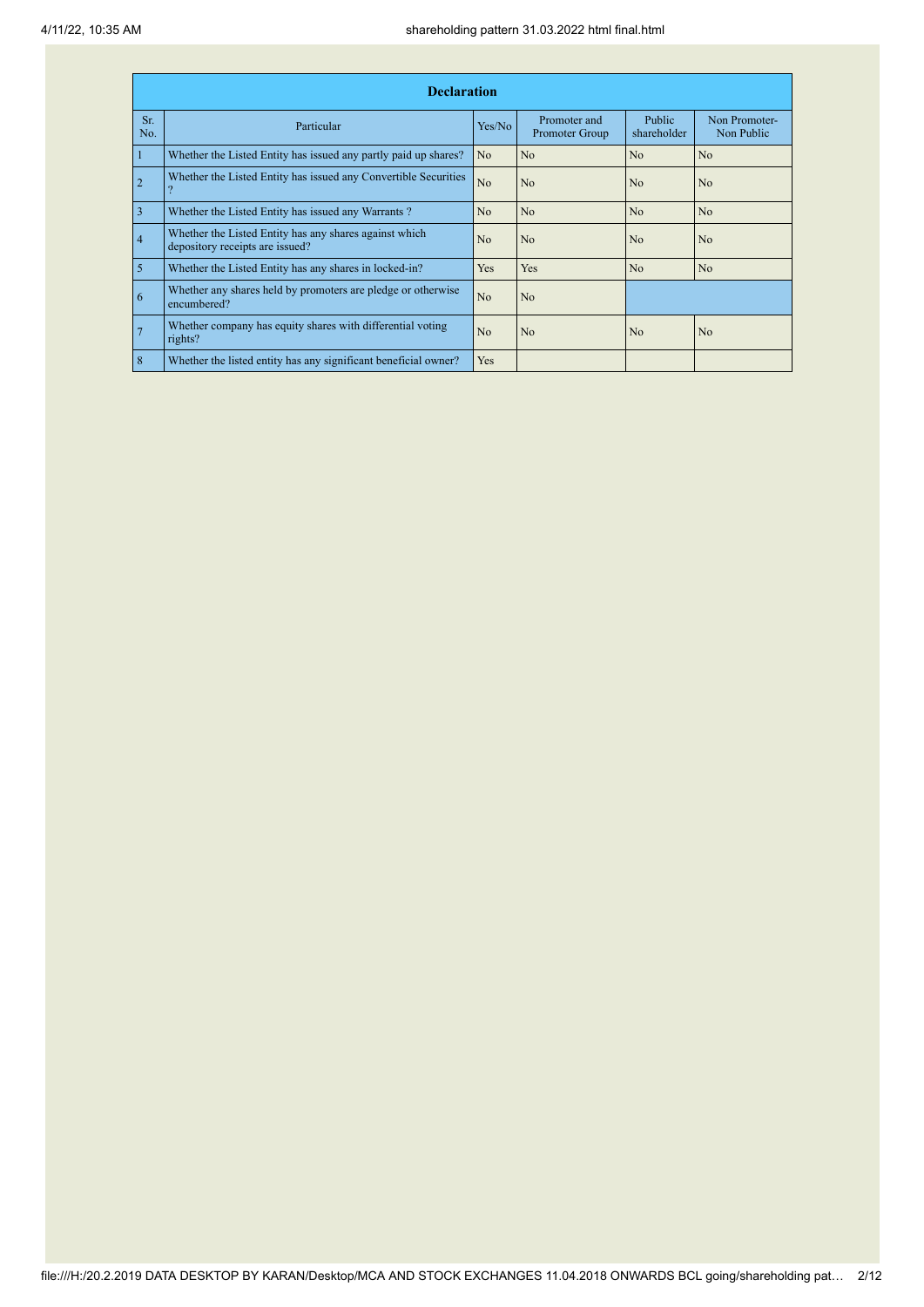| Declaration | | | | | |
|---|---|---|---|---|---|
| Sr. No. | Particular | Yes/No | Promoter and Promoter Group | Public shareholder | Non Promoter- Non Public |
| 1 | Whether the Listed Entity has issued any partly paid up shares? | No | No | No | No |
| 2 | Whether the Listed Entity has issued any Convertible Securities ? | No | No | No | No |
| 3 | Whether the Listed Entity has issued any Warrants ? | No | No | No | No |
| 4 | Whether the Listed Entity has any shares against which depository receipts are issued? | No | No | No | No |
| 5 | Whether the Listed Entity has any shares in locked-in? | Yes | Yes | No | No |
| 6 | Whether any shares held by promoters are pledge or otherwise encumbered? | No | No | | |
| 7 | Whether company has equity shares with differential voting rights? | No | No | No | No |
| 8 | Whether the listed entity has any significant beneficial owner? | Yes | | | |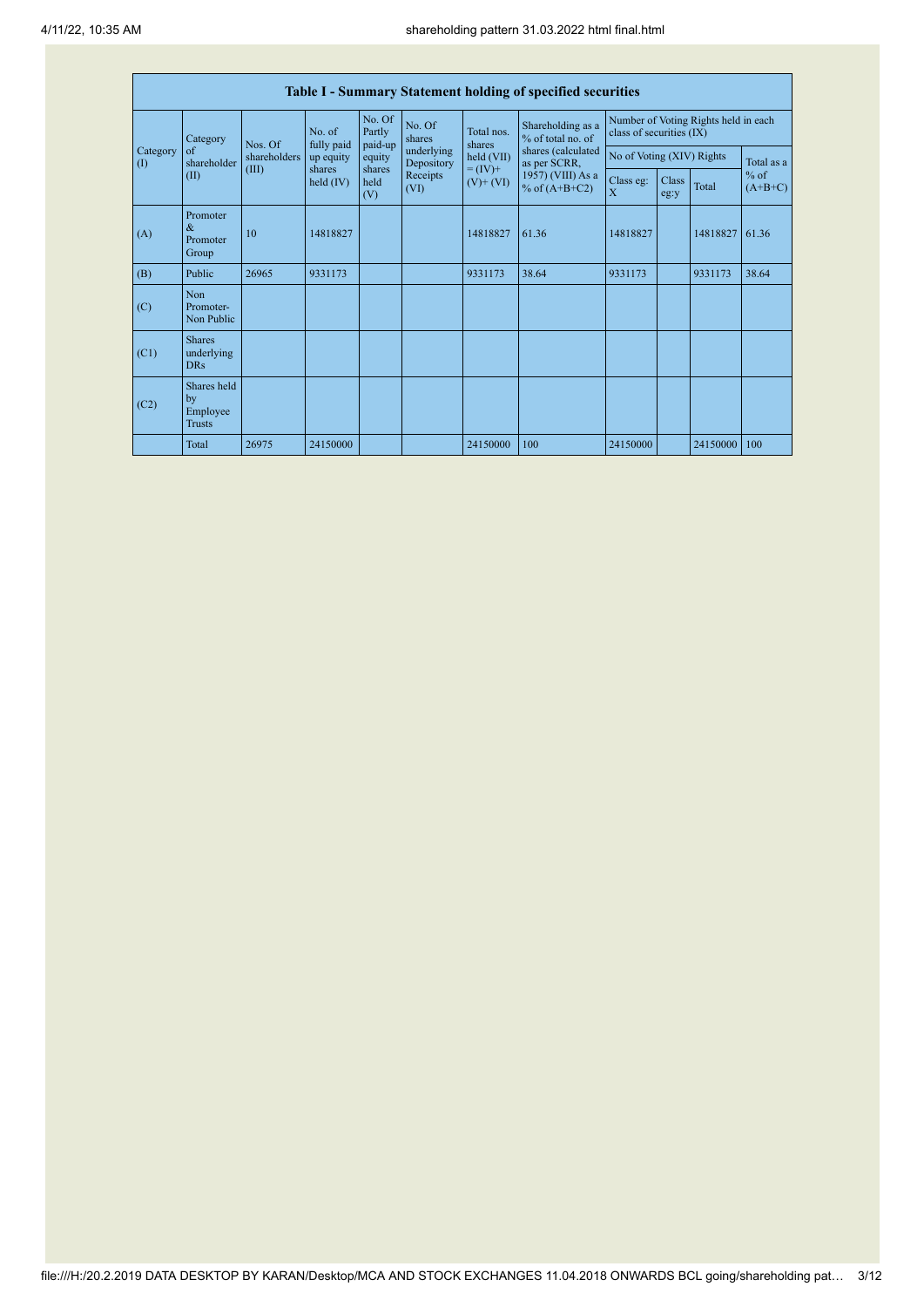| Table I - Summary Statement holding of specified securities | | | | | | | | | | | | |
|---|---|---|---|---|---|---|---|---|---|---|---|---|
| Category (I) | Category of shareholder (II) | Nos. Of shareholders (III) | No. of fully paid up equity shares held (IV) | No. Of Partly paid-up equity shares held (V) | No. Of shares underlying Depository Receipts (VI) | Total nos. shares held (VII) = (IV)+ (V)+ (VI) | Shareholding as a % of total no. of shares (calculated as per SCRR, 1957) (VIII) As a % of (A+B+C2) | Number of Voting Rights held in each class of securities (IX) | | | |
| | | | | | | | | No of Voting (XIV) Rights | | | Total as a % of (A+B+C) |
| | | | | | | | | Class eg: X | Class eg:y | Total | |
| (A) | Promoter & Promoter Group | 10 | 14818827 | | | 14818827 | 61.36 | 14818827 | | 14818827 | 61.36 |
| (B) | Public | 26965 | 9331173 | | | 9331173 | 38.64 | 9331173 | | 9331173 | 38.64 |
| (C) | Non Promoter- Non Public | | | | | | | | | | |
| (C1) | Shares underlying DRs | | | | | | | | | | |
| (C2) | Shares held by Employee Trusts | | | | | | | | | | |
| | Total | 26975 | 24150000 | | | 24150000 | 100 | 24150000 | | 24150000 | 100 |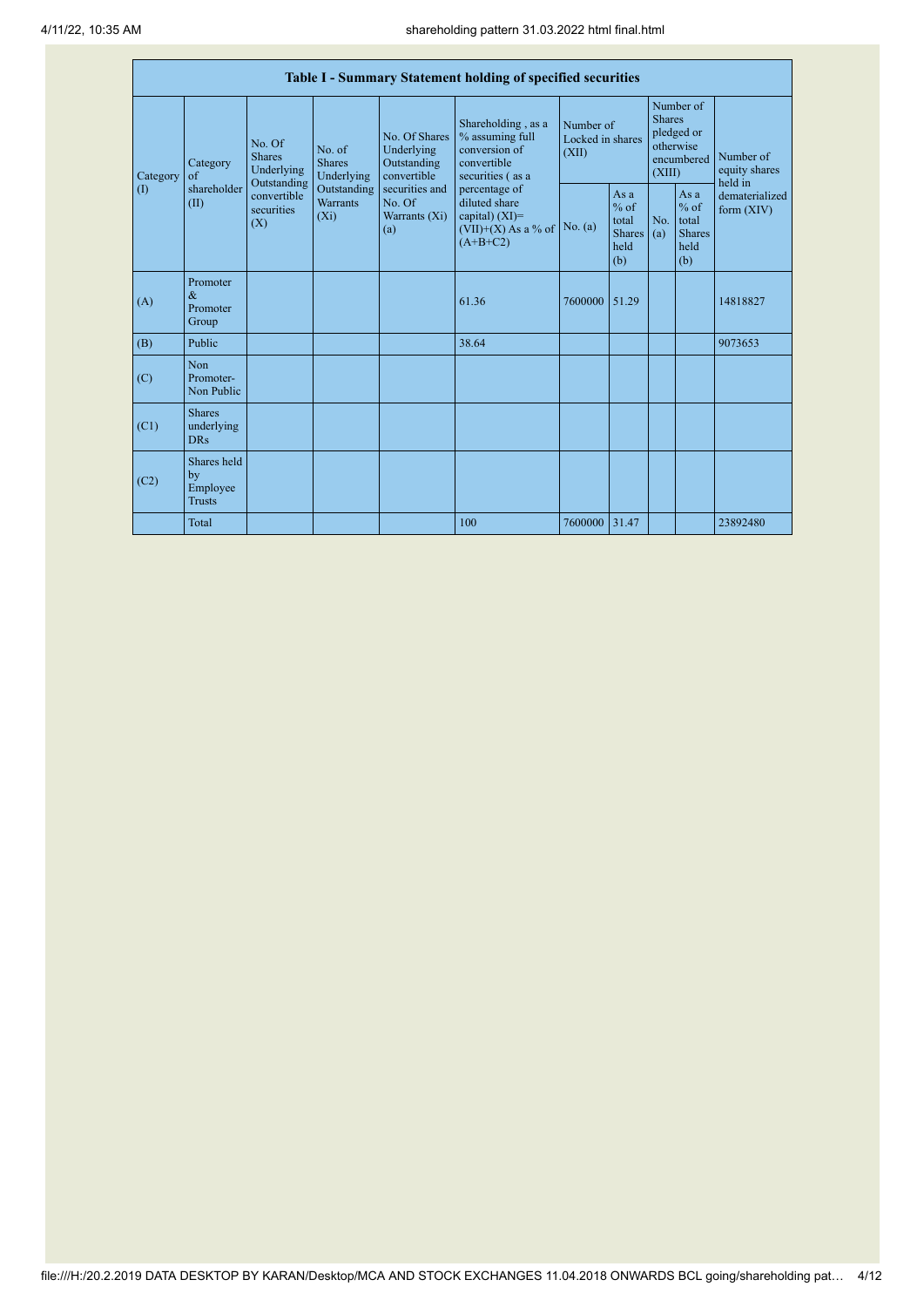| Table I - Summary Statement holding of specified securities | | | | | | | | | | | |
|---|---|---|---|---|---|---|---|---|---|---|---|
| Category (I) | Category of shareholder (II) | No. Of Shares Underlying Outstanding convertible securities (X) | No. of Shares Underlying Outstanding Warrants (Xi) | No. Of Shares Underlying Outstanding convertible securities and No. Of Warrants (Xi) (a) | Shareholding , as a % assuming full conversion of convertible securities ( as a percentage of diluted share capital) (XI)= (VII)+(X) As a % of (A+B+C2) | Number of Locked in shares (XII) | | Number of Shares pledged or otherwise encumbered (XIII) | | Number of equity shares held in dematerialized form (XIV) |
| | | | | | | No. (a) | As a % of total Shares held (b) | No. (a) | As a % of total Shares held (b) | |
| (A) | Promoter & Promoter Group | | | | 61.36 | 7600000 | 51.29 | | | 14818827 |
| (B) | Public | | | | 38.64 | | | | | 9073653 |
| (C) | Non Promoter- Non Public | | | | | | | | | |
| (C1) | Shares underlying DRs | | | | | | | | | |
| (C2) | Shares held by Employee Trusts | | | | | | | | | |
| | Total | | | | 100 | 7600000 | 31.47 | | | 23892480 |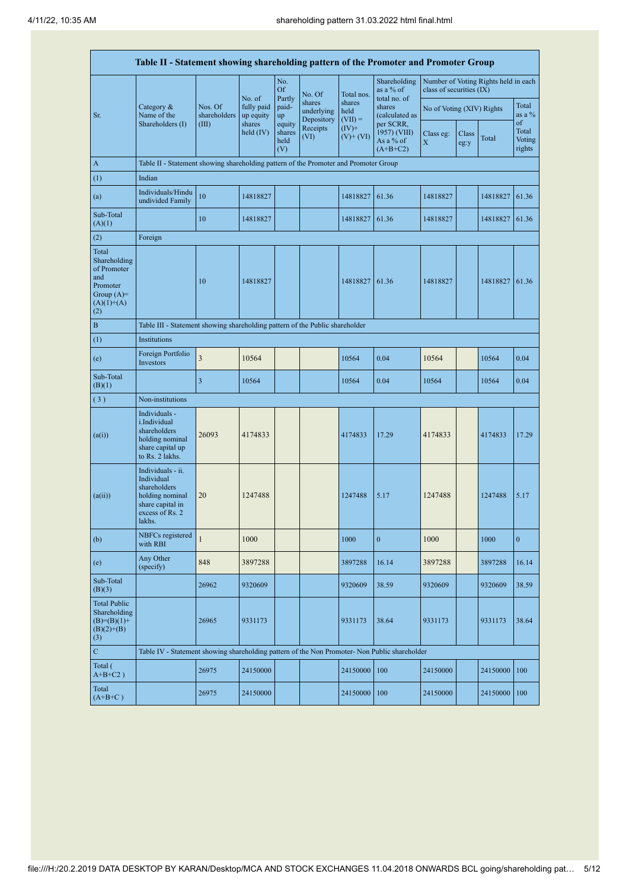| Table II - Statement showing shareholding pattern of the Promoter and Promoter Group | | | | | | | | | | | |
|---|---|---|---|---|---|---|---|---|---|---|---|
| Sr. | Category & Name of the Shareholders (I) | Nos. Of shareholders (III) | No. of fully paid up equity shares held (IV) | No. Of Partly paid-up equity shares held (V) | No. Of shares underlying Depository Receipts (VI) | Total nos. shares held (VII) = (IV)+ (V)+ (VI) | Shareholding as a % of total no. of shares (calculated as per SCRR, 1957) (VIII) As a % of (A+B+C2) | Number of Voting Rights held in each class of securities (IX) | | | |
| | | | | | | | | No of Voting (XIV) Rights | | | Total as a % of Total Voting rights |
| | | | | | | | | Class eg: X | Class eg:y | Total | |
| A | Table II - Statement showing shareholding pattern of the Promoter and Promoter Group | | | | | | | | | | |
| (1) | Indian | | | | | | | | | | |
| (a) | Individuals/Hindu undivided Family | 10 | 14818827 | | | 14818827 | 61.36 | 14818827 | | 14818827 | 61.36 |
| Sub-Total (A)(1) | | 10 | 14818827 | | | 14818827 | 61.36 | 14818827 | | 14818827 | 61.36 |
| (2) | Foreign | | | | | | | | | | |
| Total Shareholding of Promoter and Promoter Group (A)=(A)(1)+(A)(2) | | 10 | 14818827 | | | 14818827 | 61.36 | 14818827 | | 14818827 | 61.36 |
| B | Table III - Statement showing shareholding pattern of the Public shareholder | | | | | | | | | | |
| (1) | Institutions | | | | | | | | | | |
| (e) | Foreign Portfolio Investors | 3 | 10564 | | | 10564 | 0.04 | 10564 | | 10564 | 0.04 |
| Sub-Total (B)(1) | | 3 | 10564 | | | 10564 | 0.04 | 10564 | | 10564 | 0.04 |
| (3) | Non-institutions | | | | | | | | | | |
| (a(i)) | Individuals - i.Individual shareholders holding nominal share capital up to Rs. 2 lakhs. | 26093 | 4174833 | | | 4174833 | 17.29 | 4174833 | | 4174833 | 17.29 |
| (a(ii)) | Individuals - ii. Individual shareholders holding nominal share capital in excess of Rs. 2 lakhs. | 20 | 1247488 | | | 1247488 | 5.17 | 1247488 | | 1247488 | 5.17 |
| (b) | NBFCs registered with RBI | 1 | 1000 | | | 1000 | 0 | 1000 | | 1000 | 0 |
| (e) | Any Other (specify) | 848 | 3897288 | | | 3897288 | 16.14 | 3897288 | | 3897288 | 16.14 |
| Sub-Total (B)(3) | | 26962 | 9320609 | | | 9320609 | 38.59 | 9320609 | | 9320609 | 38.59 |
| Total Public Shareholding (B)=(B)(1)+(B)(2)+(B)(3) | | 26965 | 9331173 | | | 9331173 | 38.64 | 9331173 | | 9331173 | 38.64 |
| C | Table IV - Statement showing shareholding pattern of the Non Promoter- Non Public shareholder | | | | | | | | | | |
| Total ( A+B+C2 ) | | 26975 | 24150000 | | | 24150000 | 100 | 24150000 | | 24150000 | 100 |
| Total (A+B+C ) | | 26975 | 24150000 | | | 24150000 | 100 | 24150000 | | 24150000 | 100 |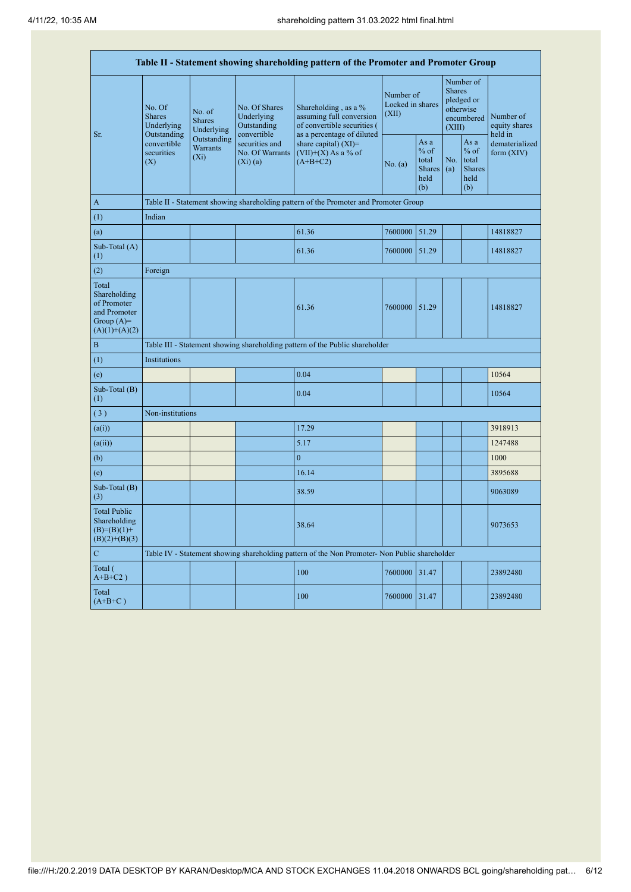| Table II - Statement showing shareholding pattern of the Promoter and Promoter Group | | | | | | | | | |
|---|---|---|---|---|---|---|---|---|---|
| Sr. | No. Of Shares Underlying Outstanding convertible securities (X) | No. of Shares Underlying Outstanding Warrants (Xi) | No. Of Shares Underlying Outstanding convertible securities and No. Of Warrants (Xi) (a) | Shareholding , as a % assuming full conversion of convertible securities ( as a percentage of diluted share capital) (XI)= (VII)+(X) As a % of (A+B+C2) | Number of Locked in shares (XII) | | Number of Shares pledged or otherwise encumbered (XIII) | | Number of equity shares held in dematerialized form (XIV) |
| | | | | | No. (a) | As a % of total Shares held (b) | No. (a) | As a % of total Shares held (b) | |
| A | Table II - Statement showing shareholding pattern of the Promoter and Promoter Group | | | | | | | | |
| (1) | Indian | | | | | | | | |
| (a) | | | | 61.36 | 7600000 | 51.29 | | | 14818827 |
| Sub-Total (A) (1) | | | | 61.36 | 7600000 | 51.29 | | | 14818827 |
| (2) | Foreign | | | | | | | | |
| Total Shareholding of Promoter and Promoter Group (A)= (A)(1)+(A)(2) | | | | 61.36 | 7600000 | 51.29 | | | 14818827 |
| B | Table III - Statement showing shareholding pattern of the Public shareholder | | | | | | | | |
| (1) | Institutions | | | | | | | | |
| (e) | | | | 0.04 | | | | | 10564 |
| Sub-Total (B) (1) | | | | 0.04 | | | | | 10564 |
| (3) | Non-institutions | | | | | | | | |
| (a(i)) | | | | 17.29 | | | | | 3918913 |
| (a(ii)) | | | | 5.17 | | | | | 1247488 |
| (b) | | | | 0 | | | | | 1000 |
| (e) | | | | 16.14 | | | | | 3895688 |
| Sub-Total (B) (3) | | | | 38.59 | | | | | 9063089 |
| Total Public Shareholding (B)=(B)(1)+(B)(2)+(B)(3) | | | | 38.64 | | | | | 9073653 |
| C | Table IV - Statement showing shareholding pattern of the Non Promoter- Non Public shareholder | | | | | | | | |
| Total ( A+B+C2 ) | | | | 100 | 7600000 | 31.47 | | | 23892480 |
| Total (A+B+C ) | | | | 100 | 7600000 | 31.47 | | | 23892480 |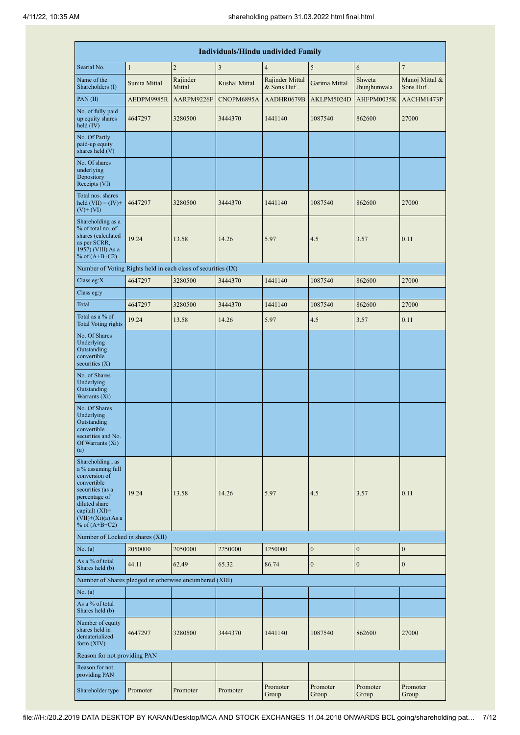| Individuals/Hindu undivided Family | | | | | | | |
|---|---|---|---|---|---|---|---|
| Searial No. | 1 | 2 | 3 | 4 | 5 | 6 | 7 |
| Name of the Shareholders (I) | Sunita Mittal | Rajinder Mittal | Kushal Mittal | Rajinder Mittal & Sons Huf . | Garima Mittal | Shweta Jhunjhunwala | Manoj Mittal & Sons Huf . |
| PAN (II) | AEDPM9985R | AARPM9226F | CNOPM6895A | AADHR0679B | AKLPM5024D | AHFPM0035K | AACHM1473P |
| No. of fully paid up equity shares held (IV) | 4647297 | 3280500 | 3444370 | 1441140 | 1087540 | 862600 | 27000 |
| No. Of Partly paid-up equity shares held (V) | | | | | | | |
| No. Of shares underlying Depository Receipts (VI) | | | | | | | |
| Total nos. shares held (VII) = (IV)+(V)+ (VI) | 4647297 | 3280500 | 3444370 | 1441140 | 1087540 | 862600 | 27000 |
| Shareholding as a % of total no. of shares (calculated as per SCRR, 1957) (VIII) As a % of (A+B+C2) | 19.24 | 13.58 | 14.26 | 5.97 | 4.5 | 3.57 | 0.11 |
| Number of Voting Rights held in each class of securities (IX) | | | | | | | |
| Class eg:X | 4647297 | 3280500 | 3444370 | 1441140 | 1087540 | 862600 | 27000 |
| Class eg:y | | | | | | | |
| Total | 4647297 | 3280500 | 3444370 | 1441140 | 1087540 | 862600 | 27000 |
| Total as a % of Total Voting rights | 19.24 | 13.58 | 14.26 | 5.97 | 4.5 | 3.57 | 0.11 |
| No. Of Shares Underlying Outstanding convertible securities (X) | | | | | | | |
| No. of Shares Underlying Outstanding Warrants (Xi) | | | | | | | |
| No. Of Shares Underlying Outstanding convertible securities and No. Of Warrants (Xi) (a) | | | | | | | |
| Shareholding , as a % assuming full conversion of convertible securities (as a percentage of diluted share capital) (XI)= (VII)+(Xi)(a) As a % of (A+B+C2) | 19.24 | 13.58 | 14.26 | 5.97 | 4.5 | 3.57 | 0.11 |
| Number of Locked in shares (XII) | | | | | | | |
| No. (a) | 2050000 | 2050000 | 2250000 | 1250000 | 0 | 0 | 0 |
| As a % of total Shares held (b) | 44.11 | 62.49 | 65.32 | 86.74 | 0 | 0 | 0 |
| Number of Shares pledged or otherwise encumbered (XIII) | | | | | | | |
| No. (a) | | | | | | | |
| As a % of total Shares held (b) | | | | | | | |
| Number of equity shares held in dematerialized form (XIV) | 4647297 | 3280500 | 3444370 | 1441140 | 1087540 | 862600 | 27000 |
| Reason for not providing PAN | | | | | | | |
| Reason for not providing PAN | | | | | | | |
| Shareholder type | Promoter | Promoter | Promoter | Promoter Group | Promoter Group | Promoter Group | Promoter Group |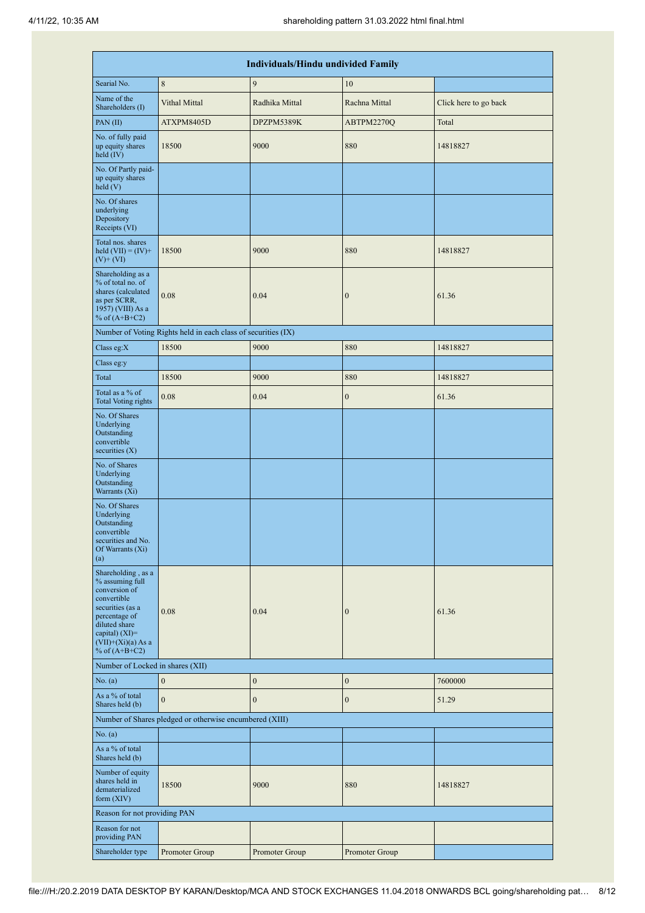| Individuals/Hindu undivided Family | | | | |
|---|---|---|---|---|
| Searial No. | 8 | 9 | 10 | |
| Name of the Shareholders (I) | Vithal Mittal | Radhika Mittal | Rachna Mittal | Click here to go back |
| PAN (II) | ATXPM8405D | DPZPM5389K | ABTPM2270Q | Total |
| No. of fully paid up equity shares held (IV) | 18500 | 9000 | 880 | 14818827 |
| No. Of Partly paid-up equity shares held (V) | | | | |
| No. Of shares underlying Depository Receipts (VI) | | | | |
| Total nos. shares held (VII) = (IV)+ (V)+ (VI) | 18500 | 9000 | 880 | 14818827 |
| Shareholding as a % of total no. of shares (calculated as per SCRR, 1957) (VIII) As a % of (A+B+C2) | 0.08 | 0.04 | 0 | 61.36 |
| Number of Voting Rights held in each class of securities (IX) | | | | |
| Class eg:X | 18500 | 9000 | 880 | 14818827 |
| Class eg:y | | | | |
| Total | 18500 | 9000 | 880 | 14818827 |
| Total as a % of Total Voting rights | 0.08 | 0.04 | 0 | 61.36 |
| No. Of Shares Underlying Outstanding convertible securities (X) | | | | |
| No. of Shares Underlying Outstanding Warrants (Xi) | | | | |
| No. Of Shares Underlying Outstanding convertible securities and No. Of Warrants (Xi) (a) | | | | |
| Shareholding , as a % assuming full conversion of convertible securities (as a percentage of diluted share capital) (XI)= (VII)+(Xi)(a) As a % of (A+B+C2) | 0.08 | 0.04 | 0 | 61.36 |
| Number of Locked in shares (XII) | | | | |
| No. (a) | 0 | 0 | 0 | 7600000 |
| As a % of total Shares held (b) | 0 | 0 | 0 | 51.29 |
| Number of Shares pledged or otherwise encumbered (XIII) | | | | |
| No. (a) | | | | |
| As a % of total Shares held (b) | | | | |
| Number of equity shares held in dematerialized form (XIV) | 18500 | 9000 | 880 | 14818827 |
| Reason for not providing PAN | | | | |
| Reason for not providing PAN | | | | |
| Shareholder type | Promoter Group | Promoter Group | Promoter Group | |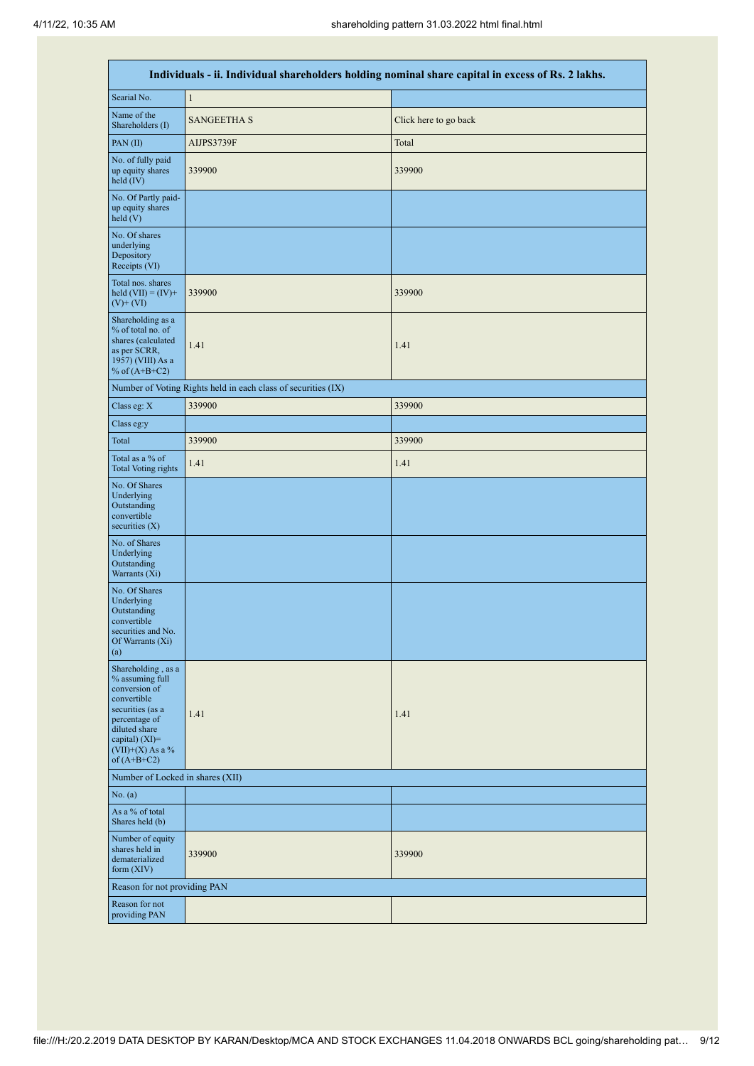| Individuals - ii. Individual shareholders holding nominal share capital in excess of Rs. 2 lakhs. | | |
|---|---|---|
| Searial No. | 1 | |
| Name of the Shareholders (I) | SANGEETHA S | Click here to go back |
| PAN (II) | AIJPS3739F | Total |
| No. of fully paid up equity shares held (IV) | 339900 | 339900 |
| No. Of Partly paid-up equity shares held (V) | | |
| No. Of shares underlying Depository Receipts (VI) | | |
| Total nos. shares held (VII) = (IV)+(V)+ (VI) | 339900 | 339900 |
| Shareholding as a % of total no. of shares (calculated as per SCRR, 1957) (VIII) As a % of (A+B+C2) | 1.41 | 1.41 |
| Number of Voting Rights held in each class of securities (IX) | | |
| Class eg: X | 339900 | 339900 |
| Class eg:y | | |
| Total | 339900 | 339900 |
| Total as a % of Total Voting rights | 1.41 | 1.41 |
| No. Of Shares Underlying Outstanding convertible securities (X) | | |
| No. of Shares Underlying Outstanding Warrants (Xi) | | |
| No. Of Shares Underlying Outstanding convertible securities and No. Of Warrants (Xi) (a) | | |
| Shareholding , as a % assuming full conversion of convertible securities (as a percentage of diluted share capital) (XI)= (VII)+(X) As a % of (A+B+C2) | 1.41 | 1.41 |
| Number of Locked in shares (XII) | | |
| No. (a) | | |
| As a % of total Shares held (b) | | |
| Number of equity shares held in dematerialized form (XIV) | 339900 | 339900 |
| Reason for not providing PAN | | |
| Reason for not providing PAN | | |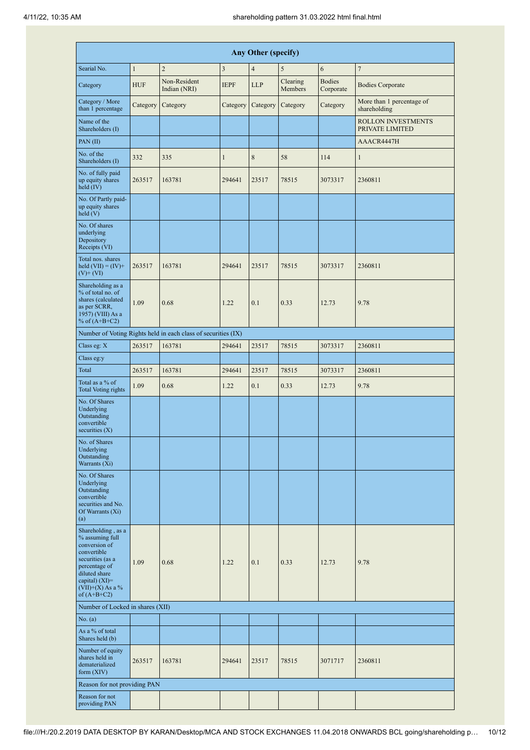| Any Other (specify) | | | | | | | |
|---|---|---|---|---|---|---|---|
| Searial No. | 1 | 2 | 3 | 4 | 5 | 6 | 7 |
| Category | HUF | Non-Resident Indian (NRI) | IEPF | LLP | Clearing Members | Bodies Corporate | Bodies Corporate |
| Category / More than 1 percentage | Category | Category | Category | Category | Category | Category | More than 1 percentage of shareholding |
| Name of the Shareholders (I) | | | | | | | ROLLON INVESTMENTS PRIVATE LIMITED |
| PAN (II) | | | | | | | AAACR4447H |
| No. of the Shareholders (I) | 332 | 335 | 1 | 8 | 58 | 114 | 1 |
| No. of fully paid up equity shares held (IV) | 263517 | 163781 | 294641 | 23517 | 78515 | 3073317 | 2360811 |
| No. Of Partly paid-up equity shares held (V) | | | | | | | |
| No. Of shares underlying Depository Receipts (VI) | | | | | | | |
| Total nos. shares held (VII) = (IV)+ (V)+ (VI) | 263517 | 163781 | 294641 | 23517 | 78515 | 3073317 | 2360811 |
| Shareholding as a % of total no. of shares (calculated as per SCRR, 1957) (VIII) As a % of (A+B+C2) | 1.09 | 0.68 | 1.22 | 0.1 | 0.33 | 12.73 | 9.78 |
| Number of Voting Rights held in each class of securities (IX) | | | | | | | |
| Class eg: X | 263517 | 163781 | 294641 | 23517 | 78515 | 3073317 | 2360811 |
| Class eg:y | | | | | | | |
| Total | 263517 | 163781 | 294641 | 23517 | 78515 | 3073317 | 2360811 |
| Total as a % of Total Voting rights | 1.09 | 0.68 | 1.22 | 0.1 | 0.33 | 12.73 | 9.78 |
| No. Of Shares Underlying Outstanding convertible securities (X) | | | | | | | |
| No. of Shares Underlying Outstanding Warrants (Xi) | | | | | | | |
| No. Of Shares Underlying Outstanding convertible securities and No. Of Warrants (Xi) (a) | | | | | | | |
| Shareholding , as a % assuming full conversion of convertible securities (as a percentage of diluted share capital) (XI)= (VII)+(X) As a % of (A+B+C2) | 1.09 | 0.68 | 1.22 | 0.1 | 0.33 | 12.73 | 9.78 |
| Number of Locked in shares (XII) | | | | | | | |
| No. (a) | | | | | | | |
| As a % of total Shares held (b) | | | | | | | |
| Number of equity shares held in dematerialized form (XIV) | 263517 | 163781 | 294641 | 23517 | 78515 | 3071717 | 2360811 |
| Reason for not providing PAN | | | | | | | |
| Reason for not providing PAN | | | | | | | |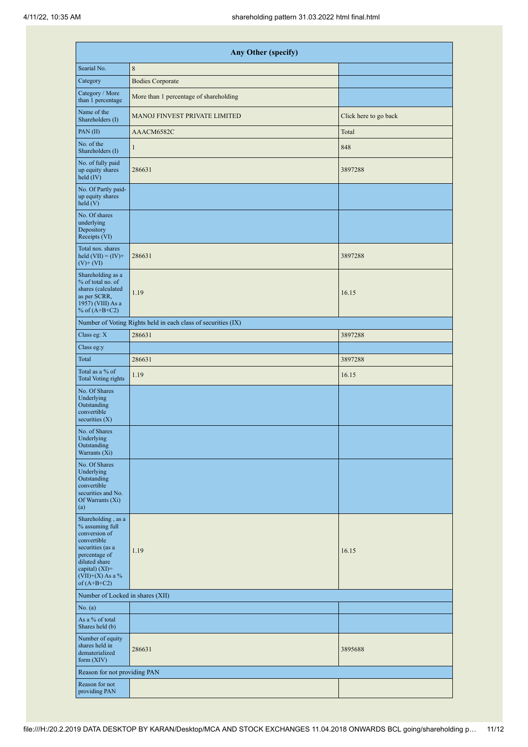| Any Other (specify) | | |
|---|---|---|
| Searial No. | 8 | |
| Category | Bodies Corporate | |
| Category / More than 1 percentage | More than 1 percentage of shareholding | |
| Name of the Shareholders (I) | MANOJ FINVEST PRIVATE LIMITED | Click here to go back |
| PAN (II) | AAACM6582C | Total |
| No. of the Shareholders (I) | 1 | 848 |
| No. of fully paid up equity shares held (IV) | 286631 | 3897288 |
| No. Of Partly paid-up equity shares held (V) | | |
| No. Of shares underlying Depository Receipts (VI) | | |
| Total nos. shares held (VII) = (IV)+(V)+ (VI) | 286631 | 3897288 |
| Shareholding as a % of total no. of shares (calculated as per SCRR, 1957) (VIII) As a % of (A+B+C2) | 1.19 | 16.15 |
| Number of Voting Rights held in each class of securities (IX) | | |
| Class eg: X | 286631 | 3897288 |
| Class eg:y | | |
| Total | 286631 | 3897288 |
| Total as a % of Total Voting rights | 1.19 | 16.15 |
| No. Of Shares Underlying Outstanding convertible securities (X) | | |
| No. of Shares Underlying Outstanding Warrants (Xi) | | |
| No. Of Shares Underlying Outstanding convertible securities and No. Of Warrants (Xi) (a) | | |
| Shareholding , as a % assuming full conversion of convertible securities (as a percentage of diluted share capital) (XI)= (VII)+(X) As a % of (A+B+C2) | 1.19 | 16.15 |
| Number of Locked in shares (XII) | | |
| No. (a) | | |
| As a % of total Shares held (b) | | |
| Number of equity shares held in dematerialized form (XIV) | 286631 | 3895688 |
| Reason for not providing PAN | | |
| Reason for not providing PAN | | |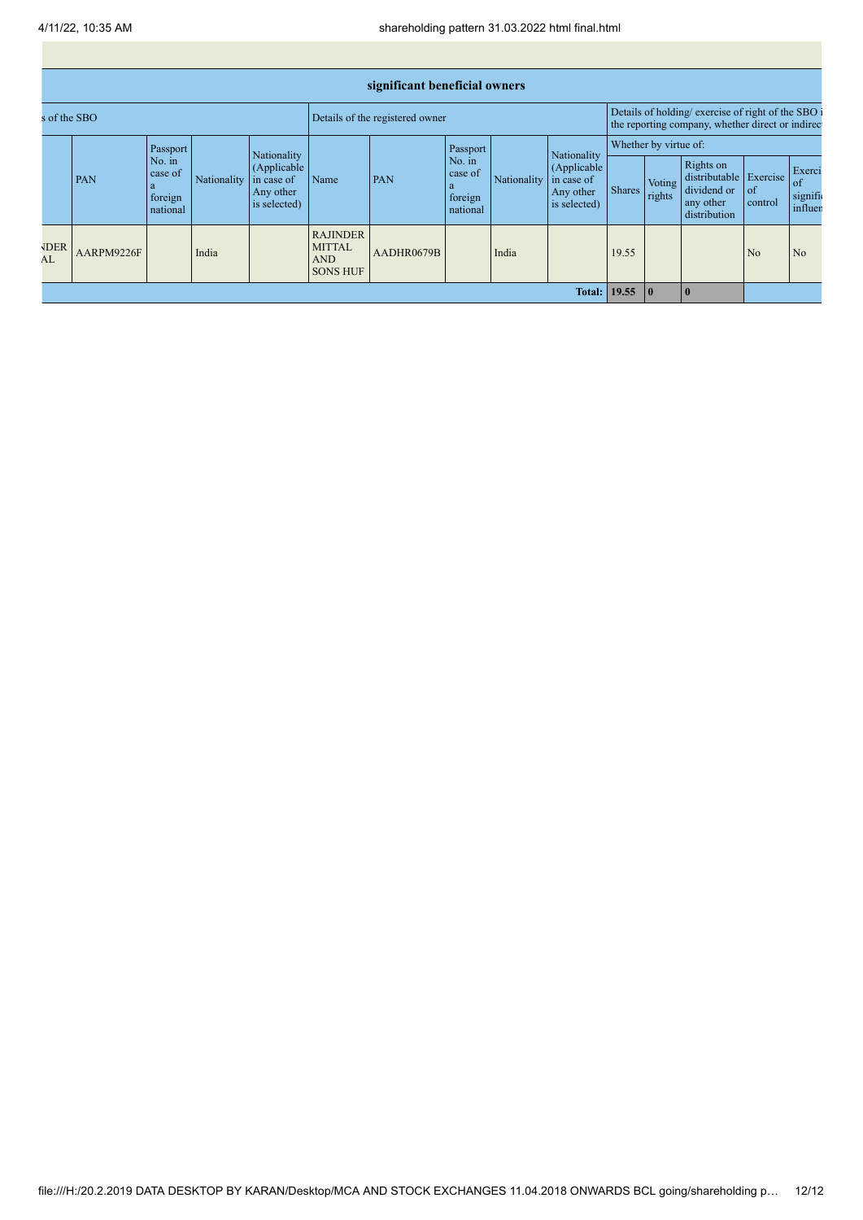| significant beneficial owners | | | | | | | | | | | | | | |
|---|---|---|---|---|---|---|---|---|---|---|---|---|---|---|
| s of the SBO | | | | | Details of the registered owner | | | | | Details of holding/ exercise of right of the SBO i the reporting company, whether direct or indirec | | | | |
| | | | | | | | | | | Whether by virtue of: | | | | |
| | PAN | Passport No. in case of a foreign national | Nationality | Nationality (Applicable in case of Any other is selected) | Name | PAN | Passport No. in case of a foreign national | Nationality | Nationality (Applicable in case of Any other is selected) | Shares | Voting rights | Rights on distributable dividend or any other distribution | Exercise of control | Exerci of signifi influen |
| NDER AL | AARPM9226F | | India | | RAJINDER MITTAL AND SONS HUF | AADHR0679B | | India | | 19.55 | | | No | No |
| | | | | | | | | | **Total:** | **19.55** | **0** | **0** | | |